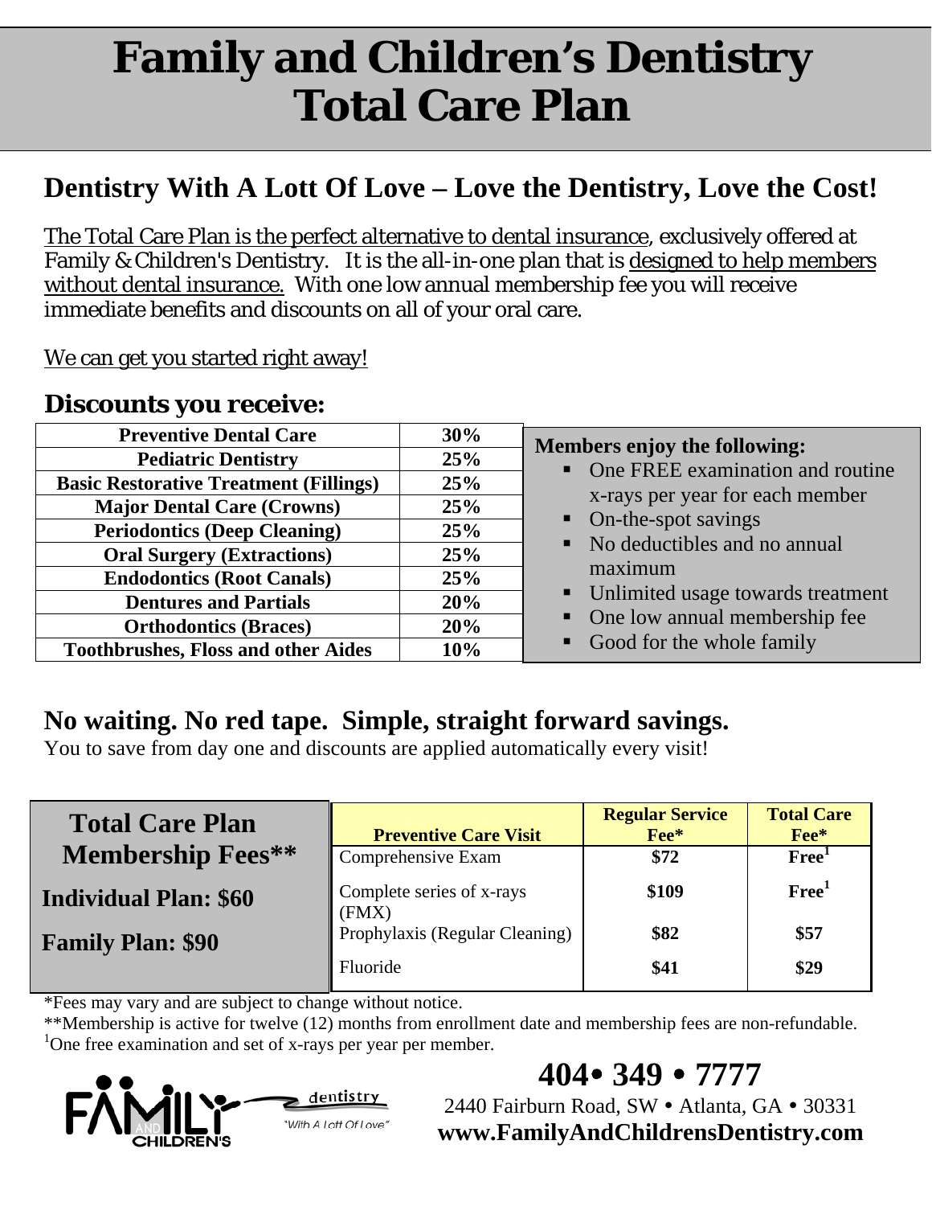# Family and Children's Dentistry Total Care Plan

## Dentistry With A Lott Of Love – Love the Dentistry, Love the Cost!

The Total Care Plan is the perfect alternative to dental insurance, exclusively offered at Family & Children's Dentistry. It is the all-in-one plan that is designed to help members without dental insurance. With one low annual membership fee you will receive immediate benefits and discounts on all of your oral care.

We can get you started right away!

### Discounts you receive:

| Preventive Dental Care | 30% |
|---|---|
| Pediatric Dentistry | 25% |
| Basic Restorative Treatment (Fillings) | 25% |
| Major Dental Care (Crowns) | 25% |
| Periodontics (Deep Cleaning) | 25% |
| Oral Surgery (Extractions) | 25% |
| Endodontics (Root Canals) | 25% |
| Dentures and Partials | 20% |
| Orthodontics (Braces) | 20% |
| Toothbrushes, Floss and other Aides | 10% |

**Members enjoy the following:**

- One FREE examination and routine x-rays per year for each member
- On-the-spot savings
- No deductibles and no annual maximum
- Unlimited usage towards treatment
- One low annual membership fee
- Good for the whole family

## No waiting. No red tape. Simple, straight forward savings.

You to save from day one and discounts are applied automatically every visit!

**Total Care Plan Membership Fees\*\***

**Individual Plan: $60**

**Family Plan: $90**

| Preventive Care Visit | Regular Service Fee* | Total Care Fee* |
|---|---|---|
| Comprehensive Exam | $72 | Free[1] |
| Complete series of x-rays (FMX) | $109 | Free[1] |
| Prophylaxis (Regular Cleaning) | $82 | $57 |
| Fluoride | $41 | $29 |

*Fees may vary and are subject to change without notice.

**Membership is active for twelve (12) months from enrollment date and membership fees are non-refundable.

[1]One free examination and set of x-rays per year per member.

FAMILY AND CHILDREN'S dentistry "With A Lott Of Love"

**404 • 349 • 7777**

2440 Fairburn Road, SW • Atlanta, GA • 30331

**www.FamilyAndChildrensDentistry.com**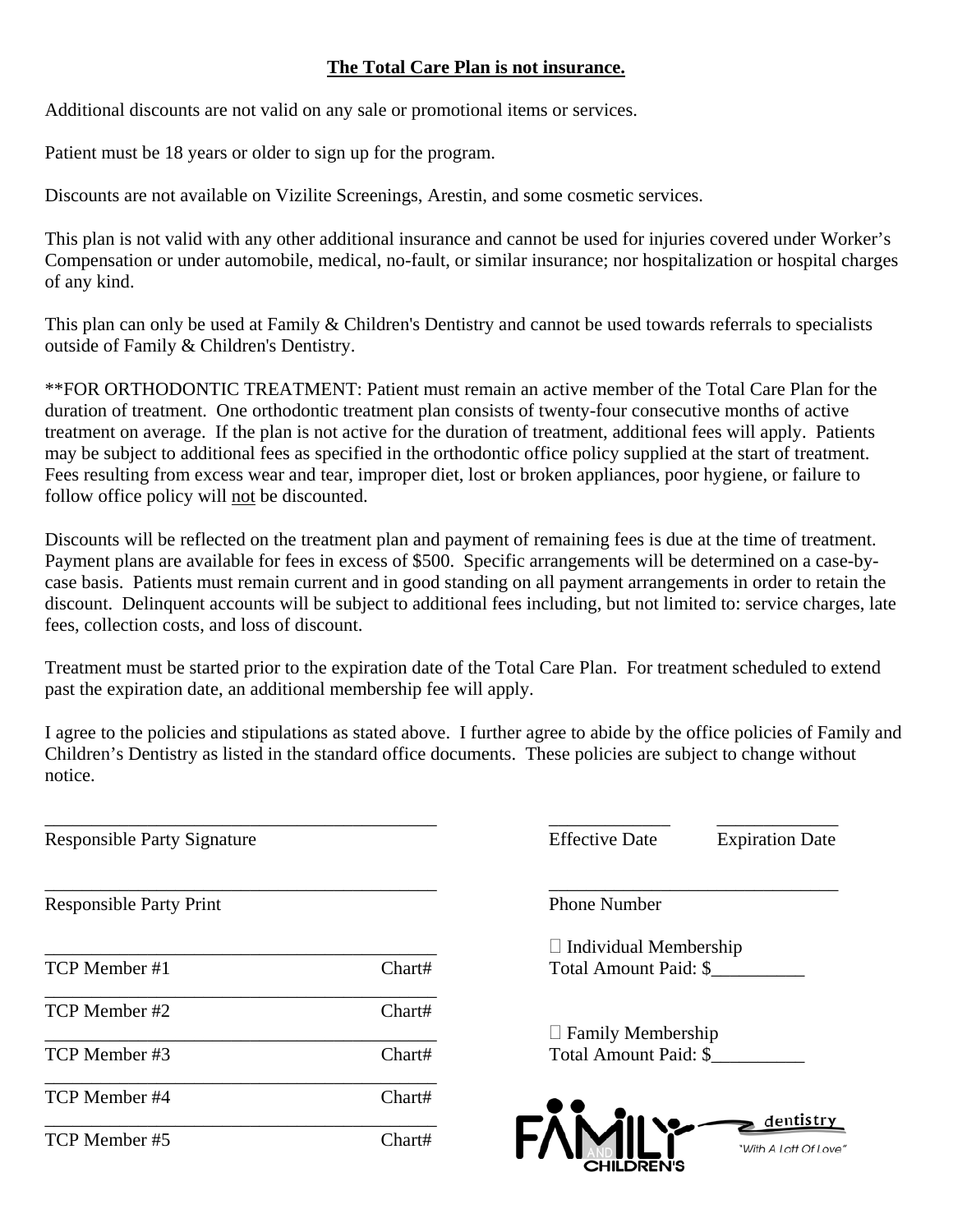**The Total Care Plan is not insurance.**

Additional discounts are not valid on any sale or promotional items or services.

Patient must be 18 years or older to sign up for the program.

Discounts are not available on Vizilite Screenings, Arestin, and some cosmetic services.

This plan is not valid with any other additional insurance and cannot be used for injuries covered under Worker's Compensation or under automobile, medical, no-fault, or similar insurance; nor hospitalization or hospital charges of any kind.

This plan can only be used at Family & Children's Dentistry and cannot be used towards referrals to specialists outside of Family & Children's Dentistry.

**FOR ORTHODONTIC TREATMENT: Patient must remain an active member of the Total Care Plan for the duration of treatment. One orthodontic treatment plan consists of twenty-four consecutive months of active treatment on average. If the plan is not active for the duration of treatment, additional fees will apply. Patients may be subject to additional fees as specified in the orthodontic office policy supplied at the start of treatment. Fees resulting from excess wear and tear, improper diet, lost or broken appliances, poor hygiene, or failure to follow office policy will not be discounted.

Discounts will be reflected on the treatment plan and payment of remaining fees is due at the time of treatment. Payment plans are available for fees in excess of $500. Specific arrangements will be determined on a case-by-case basis. Patients must remain current and in good standing on all payment arrangements in order to retain the discount. Delinquent accounts will be subject to additional fees including, but not limited to: service charges, late fees, collection costs, and loss of discount.

Treatment must be started prior to the expiration date of the Total Care Plan. For treatment scheduled to extend past the expiration date, an additional membership fee will apply.

I agree to the policies and stipulations as stated above. I further agree to abide by the office policies of Family and Children's Dentistry as listed in the standard office documents. These policies are subject to change without notice.

_______________________________________ 
Responsible Party Signature

_____________ _____________
Effective Date Expiration Date

_______________________________________ 
Responsible Party Print

_______________________________________ 
Phone Number

_______________________________________ 
TCP Member #1 Chart#

☐ Individual Membership
Total Amount Paid: $__________

_______________________________________ 
TCP Member #2 Chart#

_______________________________________ 
TCP Member #3 Chart#

☐ Family Membership
Total Amount Paid: $__________

_______________________________________ 
TCP Member #4 Chart#

_______________________________________ 
TCP Member #5 Chart#

FAMILY AND CHILDREN'S dentistry
"With A Lott Of Love"